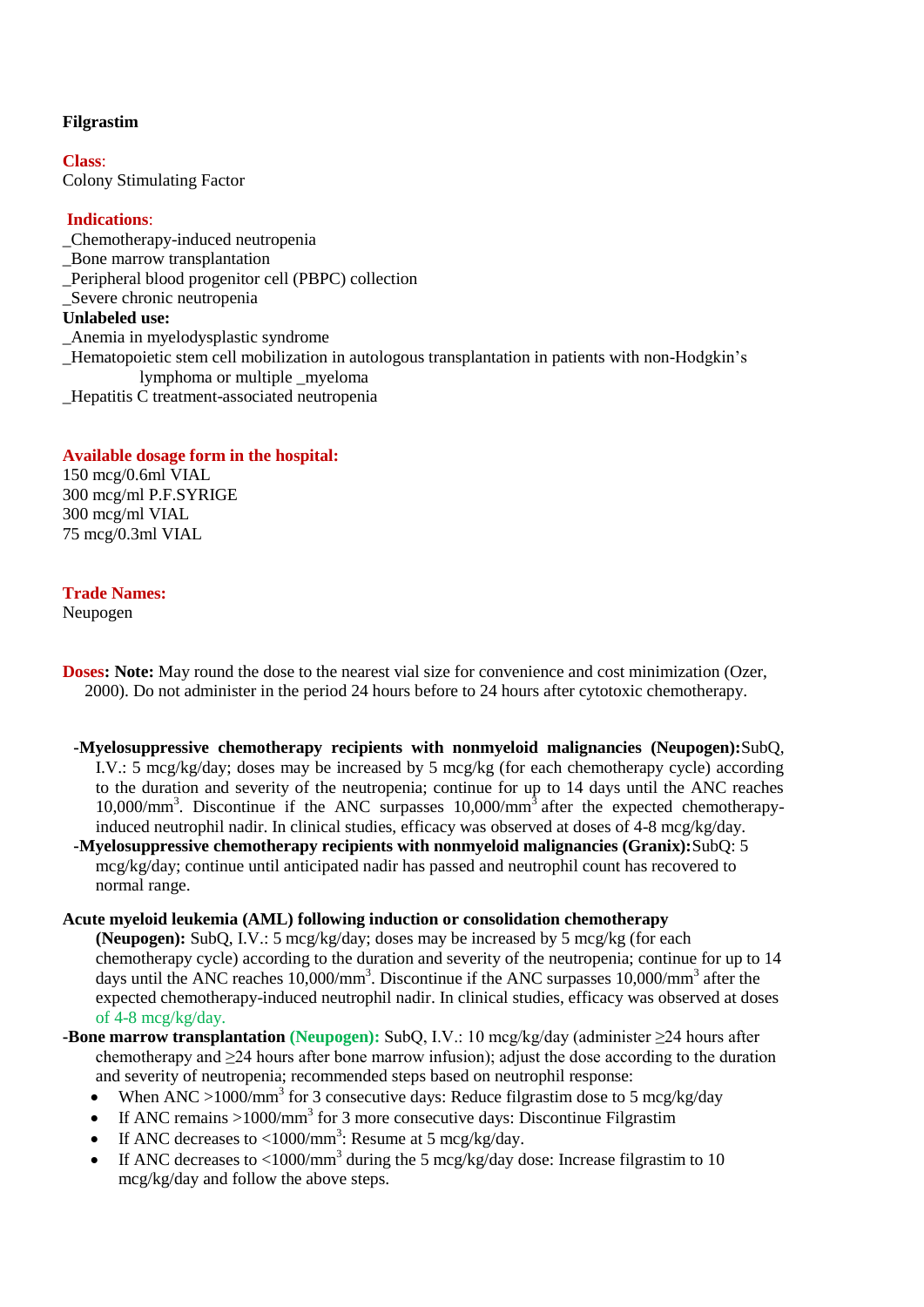**Filgrastim**

**Class**:
Colony Stimulating Factor

**Indications**:
_Chemotherapy-induced neutropenia
_Bone marrow transplantation
_Peripheral blood progenitor cell (PBPC) collection
_Severe chronic neutropenia
**Unlabeled use:**
_Anemia in myelodysplastic syndrome
_Hematopoietic stem cell mobilization in autologous transplantation in patients with non-Hodgkin's lymphoma or multiple _myeloma
_Hepatitis C treatment-associated neutropenia

**Available dosage form in the hospital:**
150 mcg/0.6ml VIAL
300 mcg/ml P.F.SYRIGE
300 mcg/ml VIAL
75 mcg/0.3ml VIAL

**Trade Names:**
Neupogen

**Doses: Note:** May round the dose to the nearest vial size for convenience and cost minimization (Ozer, 2000). Do not administer in the period 24 hours before to 24 hours after cytotoxic chemotherapy.

**-Myelosuppressive chemotherapy recipients with nonmyeloid malignancies (Neupogen):** SubQ, I.V.: 5 mcg/kg/day; doses may be increased by 5 mcg/kg (for each chemotherapy cycle) according to the duration and severity of the neutropenia; continue for up to 14 days until the ANC reaches 10,000/mm$^3$. Discontinue if the ANC surpasses 10,000/mm$^3$ after the expected chemotherapy-induced neutrophil nadir. In clinical studies, efficacy was observed at doses of 4-8 mcg/kg/day.

**-Myelosuppressive chemotherapy recipients with nonmyeloid malignancies (Granix):** SubQ: 5 mcg/kg/day; continue until anticipated nadir has passed and neutrophil count has recovered to normal range.

**Acute myeloid leukemia (AML) following induction or consolidation chemotherapy (Neupogen):** SubQ, I.V.: 5 mcg/kg/day; doses may be increased by 5 mcg/kg (for each chemotherapy cycle) according to the duration and severity of the neutropenia; continue for up to 14 days until the ANC reaches 10,000/mm$^3$. Discontinue if the ANC surpasses 10,000/mm$^3$ after the expected chemotherapy-induced neutrophil nadir. In clinical studies, efficacy was observed at doses of 4-8 mcg/kg/day.

**-Bone marrow transplantation (Neupogen):** SubQ, I.V.: 10 mcg/kg/day (administer ≥24 hours after chemotherapy and ≥24 hours after bone marrow infusion); adjust the dose according to the duration and severity of neutropenia; recommended steps based on neutrophil response:

- When ANC >1000/mm$^3$ for 3 consecutive days: Reduce filgrastim dose to 5 mcg/kg/day
- If ANC remains >1000/mm$^3$ for 3 more consecutive days: Discontinue Filgrastim
- If ANC decreases to <1000/mm$^3$: Resume at 5 mcg/kg/day.
- If ANC decreases to <1000/mm$^3$ during the 5 mcg/kg/day dose: Increase filgrastim to 10 mcg/kg/day and follow the above steps.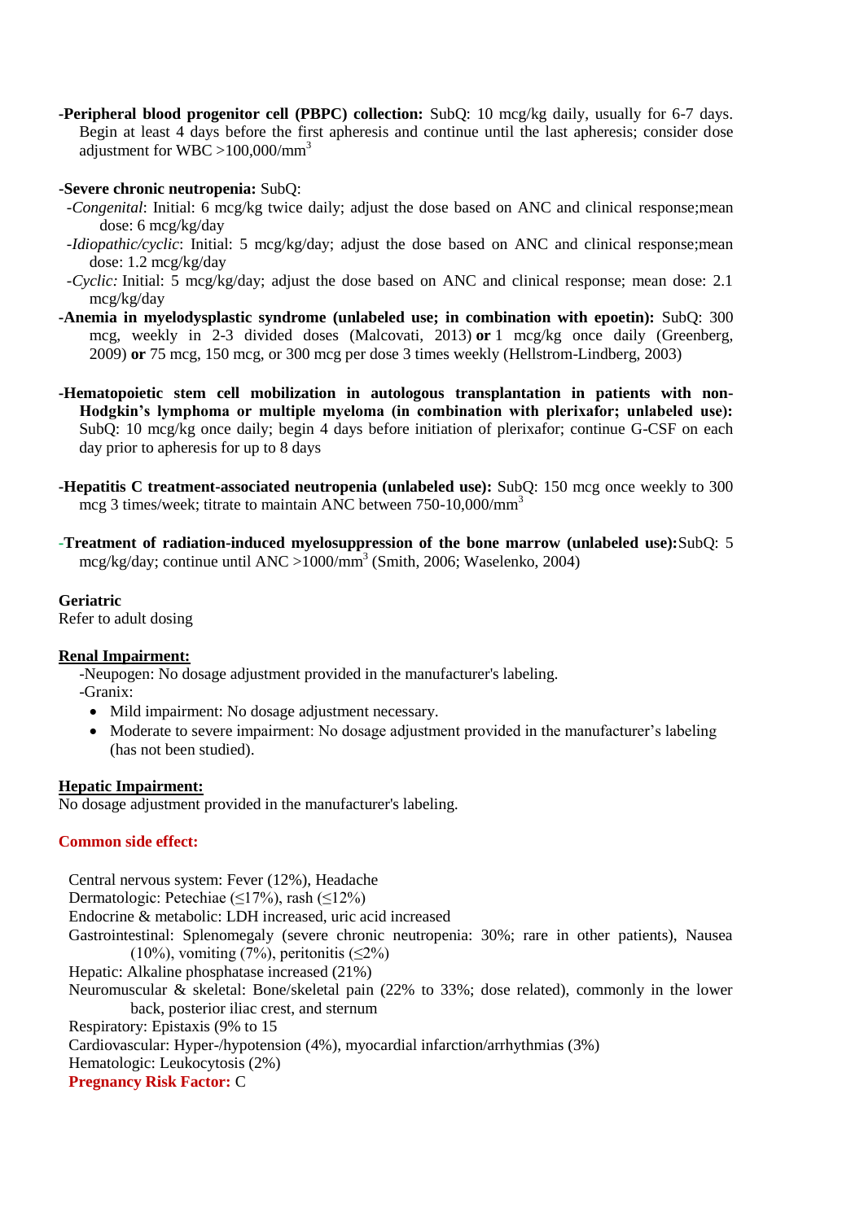**-Peripheral blood progenitor cell (PBPC) collection:** SubQ: 10 mcg/kg daily, usually for 6-7 days. Begin at least 4 days before the first apheresis and continue until the last apheresis; consider dose adjustment for WBC >100,000/mm$^3$

**-Severe chronic neutropenia:** SubQ:

-*Congenital*: Initial: 6 mcg/kg twice daily; adjust the dose based on ANC and clinical response;mean dose: 6 mcg/kg/day

-*Idiopathic/cyclic*: Initial: 5 mcg/kg/day; adjust the dose based on ANC and clinical response;mean dose: 1.2 mcg/kg/day

-*Cyclic:* Initial: 5 mcg/kg/day; adjust the dose based on ANC and clinical response; mean dose: 2.1 mcg/kg/day

**-Anemia in myelodysplastic syndrome (unlabeled use; in combination with epoetin):** SubQ: 300 mcg, weekly in 2-3 divided doses (Malcovati, 2013) **or** 1 mcg/kg once daily (Greenberg, 2009) **or** 75 mcg, 150 mcg, or 300 mcg per dose 3 times weekly (Hellstrom-Lindberg, 2003)

**-Hematopoietic stem cell mobilization in autologous transplantation in patients with non-Hodgkin's lymphoma or multiple myeloma (in combination with plerixafor; unlabeled use):** SubQ: 10 mcg/kg once daily; begin 4 days before initiation of plerixafor; continue G-CSF on each day prior to apheresis for up to 8 days

**-Hepatitis C treatment-associated neutropenia (unlabeled use):** SubQ: 150 mcg once weekly to 300 mcg 3 times/week; titrate to maintain ANC between 750-10,000/mm$^3$

-**Treatment of radiation-induced myelosuppression of the bone marrow (unlabeled use):**SubQ: 5 mcg/kg/day; continue until ANC >1000/mm$^3$ (Smith, 2006; Waselenko, 2004)

**Geriatric**

Refer to adult dosing

**Renal Impairment:**

-Neupogen: No dosage adjustment provided in the manufacturer's labeling.

-Granix:

- Mild impairment: No dosage adjustment necessary.
- Moderate to severe impairment: No dosage adjustment provided in the manufacturer's labeling (has not been studied).

**Hepatic Impairment:**

No dosage adjustment provided in the manufacturer's labeling.

**Common side effect:**

Central nervous system: Fever (12%), Headache

Dermatologic: Petechiae (≤17%), rash (≤12%)

Endocrine & metabolic: LDH increased, uric acid increased

Gastrointestinal: Splenomegaly (severe chronic neutropenia: 30%; rare in other patients), Nausea (10%), vomiting (7%), peritonitis (≤2%)

Hepatic: Alkaline phosphatase increased (21%)

Neuromuscular & skeletal: Bone/skeletal pain (22% to 33%; dose related), commonly in the lower back, posterior iliac crest, and sternum

Respiratory: Epistaxis (9% to 15

Cardiovascular: Hyper-/hypotension (4%), myocardial infarction/arrhythmias (3%)

Hematologic: Leukocytosis (2%)

**Pregnancy Risk Factor:** C